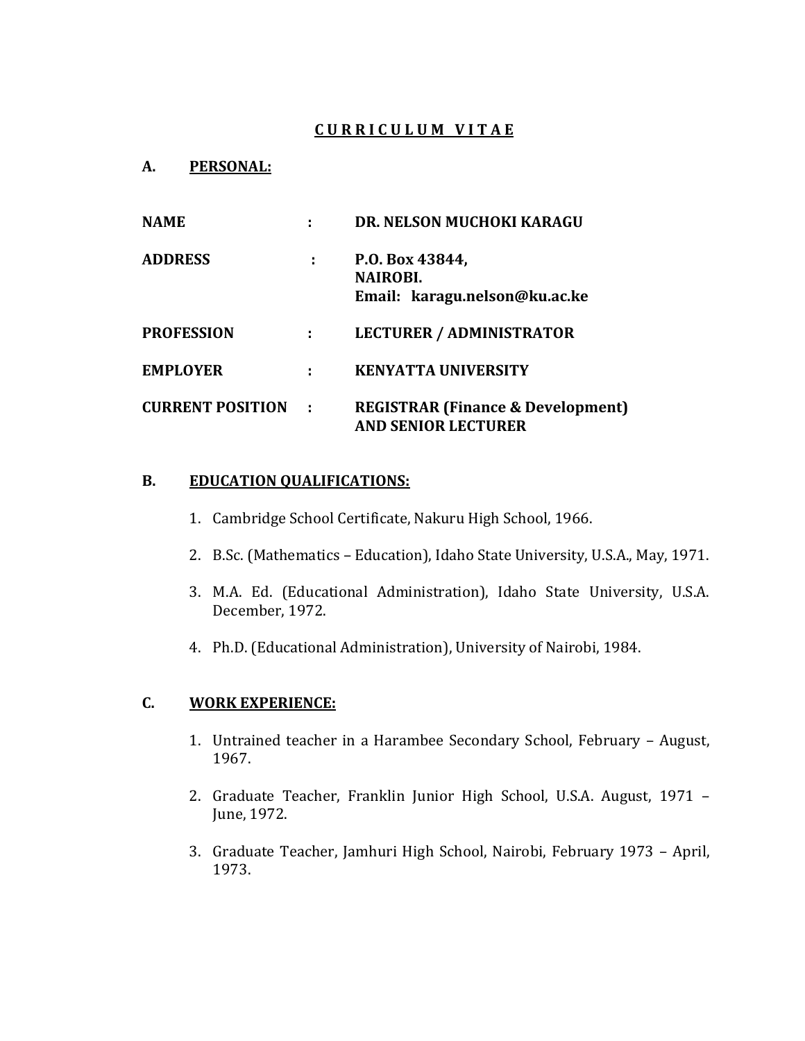# C U R R I C U L U M  V I T A E

## A. PERSONAL:

| | | |
|---|---|---|
| **NAME** | **:** | **DR. NELSON MUCHOKI KARAGU** |
| **ADDRESS** | **:** | **P.O. Box 43844,**<br>**NAIROBI.**<br>**Email: karagu.nelson@ku.ac.ke** |
| **PROFESSION** | **:** | **LECTURER / ADMINISTRATOR** |
| **EMPLOYER** | **:** | **KENYATTA UNIVERSITY** |
| **CURRENT POSITION** | **:** | **REGISTRAR (Finance & Development) AND SENIOR LECTURER** |

## B. EDUCATION QUALIFICATIONS:

1. Cambridge School Certificate, Nakuru High School, 1966.
2. B.Sc. (Mathematics – Education), Idaho State University, U.S.A., May, 1971.
3. M.A. Ed. (Educational Administration), Idaho State University, U.S.A. December, 1972.
4. Ph.D. (Educational Administration), University of Nairobi, 1984.

## C. WORK EXPERIENCE:

1. Untrained teacher in a Harambee Secondary School, February – August, 1967.
2. Graduate Teacher, Franklin Junior High School, U.S.A. August, 1971 – June, 1972.
3. Graduate Teacher, Jamhuri High School, Nairobi, February 1973 – April, 1973.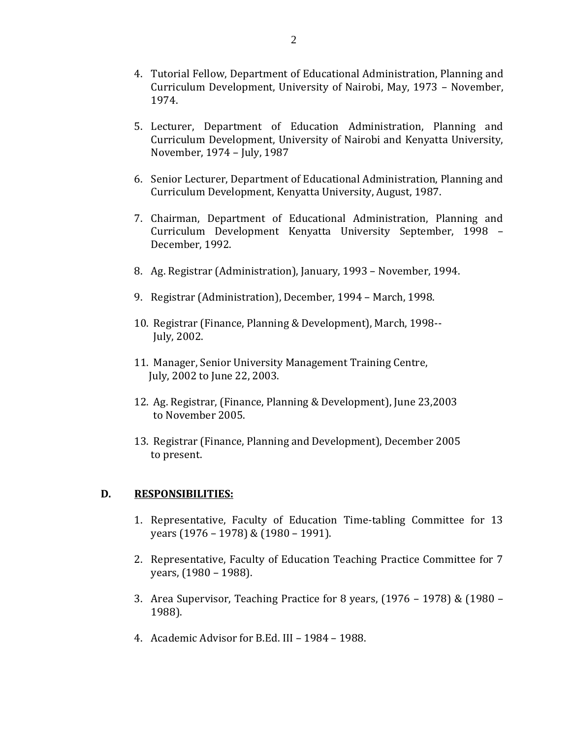4. Tutorial Fellow, Department of Educational Administration, Planning and Curriculum Development, University of Nairobi, May, 1973 – November, 1974.

5. Lecturer, Department of Education Administration, Planning and Curriculum Development, University of Nairobi and Kenyatta University, November, 1974 – July, 1987

6. Senior Lecturer, Department of Educational Administration, Planning and Curriculum Development, Kenyatta University, August, 1987.

7. Chairman, Department of Educational Administration, Planning and Curriculum Development Kenyatta University September, 1998 – December, 1992.

8. Ag. Registrar (Administration), January, 1993 – November, 1994.

9. Registrar (Administration), December, 1994 – March, 1998.

10. Registrar (Finance, Planning & Development), March, 1998-- July, 2002.

11. Manager, Senior University Management Training Centre, July, 2002 to June 22, 2003.

12. Ag. Registrar, (Finance, Planning & Development), June 23,2003 to November 2005.

13. Registrar (Finance, Planning and Development), December 2005 to present.

## D. <u>RESPONSIBILITIES:</u>

1. Representative, Faculty of Education Time-tabling Committee for 13 years (1976 – 1978) & (1980 – 1991).

2. Representative, Faculty of Education Teaching Practice Committee for 7 years, (1980 – 1988).

3. Area Supervisor, Teaching Practice for 8 years, (1976 – 1978) & (1980 – 1988).

4. Academic Advisor for B.Ed. III – 1984 – 1988.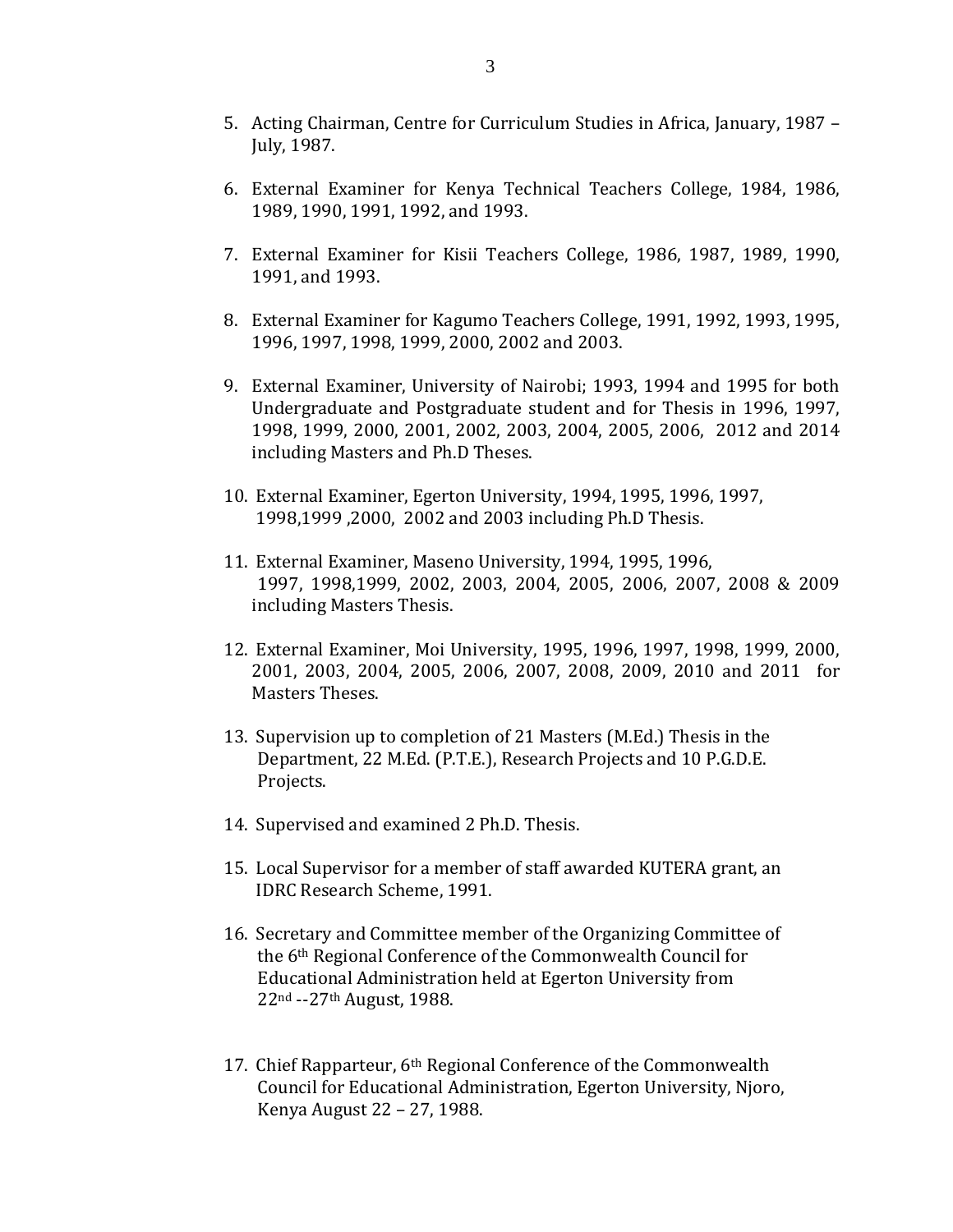5. Acting Chairman, Centre for Curriculum Studies in Africa, January, 1987 – July, 1987.

6. External Examiner for Kenya Technical Teachers College, 1984, 1986, 1989, 1990, 1991, 1992, and 1993.

7. External Examiner for Kisii Teachers College, 1986, 1987, 1989, 1990, 1991, and 1993.

8. External Examiner for Kagumo Teachers College, 1991, 1992, 1993, 1995, 1996, 1997, 1998, 1999, 2000, 2002 and 2003.

9. External Examiner, University of Nairobi; 1993, 1994 and 1995 for both Undergraduate and Postgraduate student and for Thesis in 1996, 1997, 1998, 1999, 2000, 2001, 2002, 2003, 2004, 2005, 2006, 2012 and 2014 including Masters and Ph.D Theses.

10. External Examiner, Egerton University, 1994, 1995, 1996, 1997, 1998,1999 ,2000, 2002 and 2003 including Ph.D Thesis.

11. External Examiner, Maseno University, 1994, 1995, 1996, 1997, 1998,1999, 2002, 2003, 2004, 2005, 2006, 2007, 2008 & 2009 including Masters Thesis.

12. External Examiner, Moi University, 1995, 1996, 1997, 1998, 1999, 2000, 2001, 2003, 2004, 2005, 2006, 2007, 2008, 2009, 2010 and 2011 for Masters Theses.

13. Supervision up to completion of 21 Masters (M.Ed.) Thesis in the Department, 22 M.Ed. (P.T.E.), Research Projects and 10 P.G.D.E. Projects.

14. Supervised and examined 2 Ph.D. Thesis.

15. Local Supervisor for a member of staff awarded KUTERA grant, an IDRC Research Scheme, 1991.

16. Secretary and Committee member of the Organizing Committee of the 6th Regional Conference of the Commonwealth Council for Educational Administration held at Egerton University from 22nd --27th August, 1988.

17. Chief Rapparteur, 6th Regional Conference of the Commonwealth Council for Educational Administration, Egerton University, Njoro, Kenya August 22 – 27, 1988.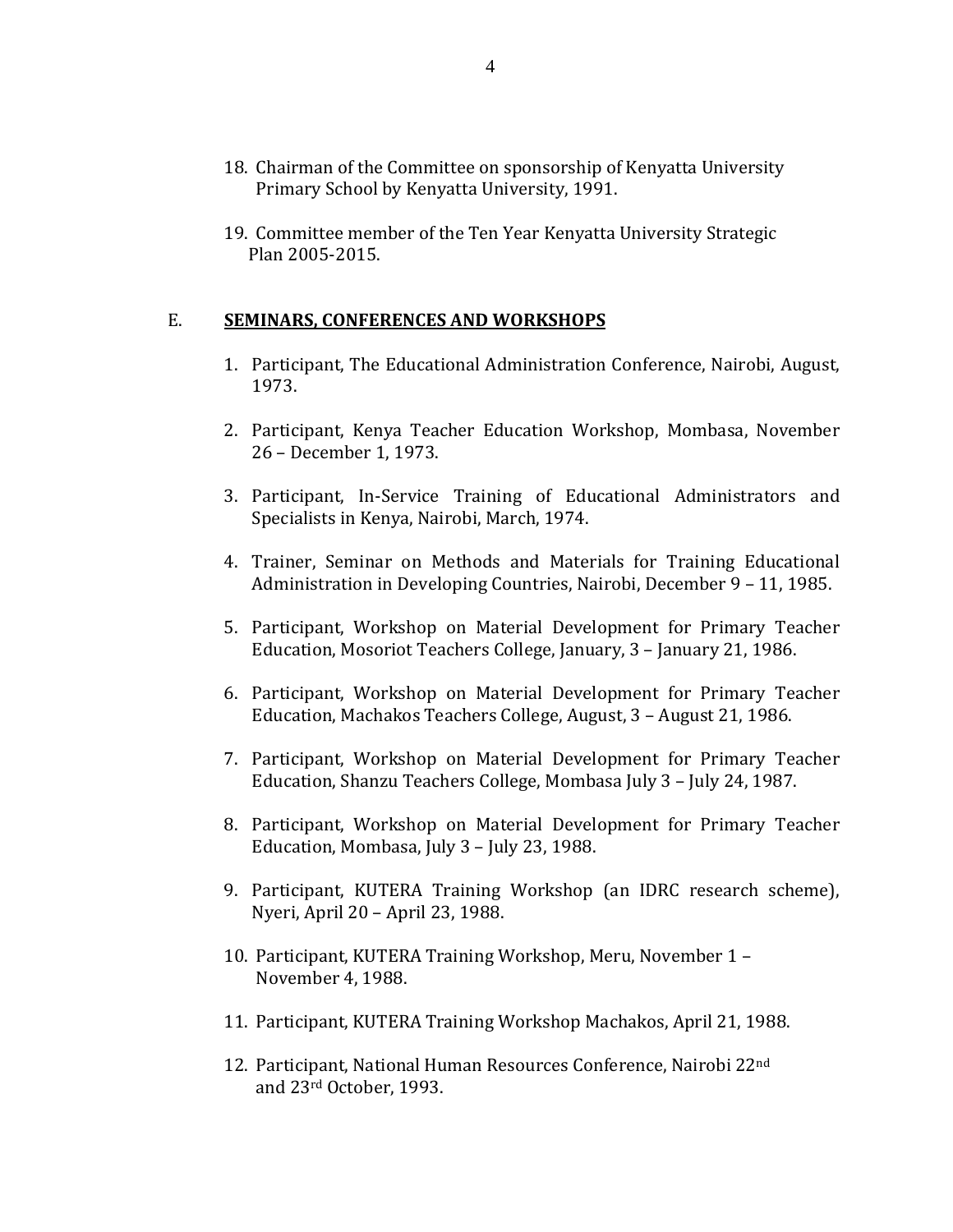18. Chairman of the Committee on sponsorship of Kenyatta University Primary School by Kenyatta University, 1991.

19. Committee member of the Ten Year Kenyatta University Strategic Plan 2005-2015.

## E. <u>SEMINARS, CONFERENCES AND WORKSHOPS</u>

1. Participant, The Educational Administration Conference, Nairobi, August, 1973.

2. Participant, Kenya Teacher Education Workshop, Mombasa, November 26 – December 1, 1973.

3. Participant, In-Service Training of Educational Administrators and Specialists in Kenya, Nairobi, March, 1974.

4. Trainer, Seminar on Methods and Materials for Training Educational Administration in Developing Countries, Nairobi, December 9 – 11, 1985.

5. Participant, Workshop on Material Development for Primary Teacher Education, Mosoriot Teachers College, January, 3 – January 21, 1986.

6. Participant, Workshop on Material Development for Primary Teacher Education, Machakos Teachers College, August, 3 – August 21, 1986.

7. Participant, Workshop on Material Development for Primary Teacher Education, Shanzu Teachers College, Mombasa July 3 – July 24, 1987.

8. Participant, Workshop on Material Development for Primary Teacher Education, Mombasa, July 3 – July 23, 1988.

9. Participant, KUTERA Training Workshop (an IDRC research scheme), Nyeri, April 20 – April 23, 1988.

10. Participant, KUTERA Training Workshop, Meru, November 1 – November 4, 1988.

11. Participant, KUTERA Training Workshop Machakos, April 21, 1988.

12. Participant, National Human Resources Conference, Nairobi 22nd and 23rd October, 1993.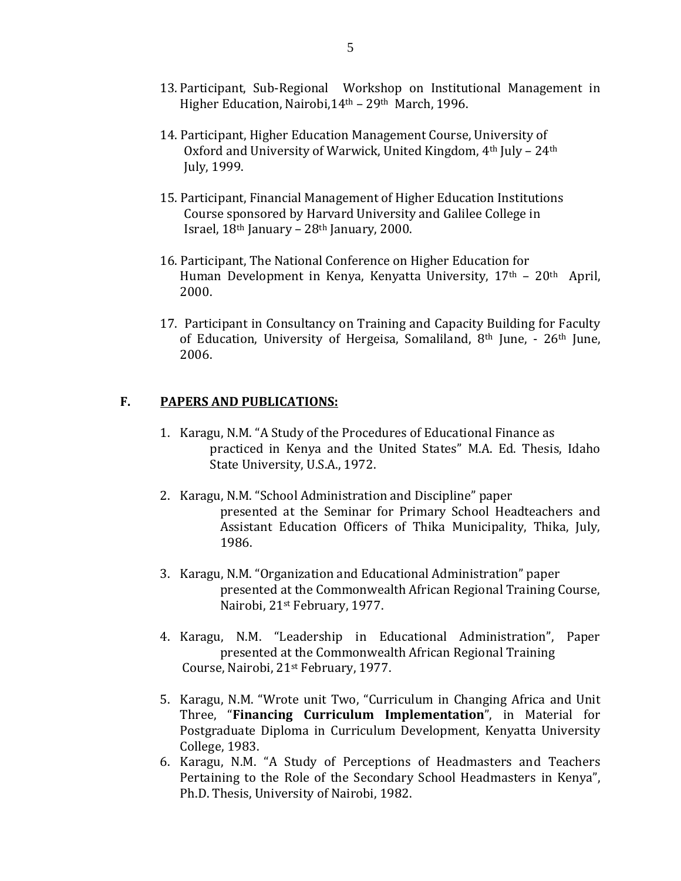13. Participant, Sub-Regional Workshop on Institutional Management in Higher Education, Nairobi,14th – 29th March, 1996.

14. Participant, Higher Education Management Course, University of Oxford and University of Warwick, United Kingdom, 4th July – 24th July, 1999.

15. Participant, Financial Management of Higher Education Institutions Course sponsored by Harvard University and Galilee College in Israel, 18th January – 28th January, 2000.

16. Participant, The National Conference on Higher Education for Human Development in Kenya, Kenyatta University, 17th – 20th April, 2000.

17. Participant in Consultancy on Training and Capacity Building for Faculty of Education, University of Hergeisa, Somaliland, 8th June, - 26th June, 2006.

## F. <u>PAPERS AND PUBLICATIONS:</u>

1. Karagu, N.M. "A Study of the Procedures of Educational Finance as practiced in Kenya and the United States" M.A. Ed. Thesis, Idaho State University, U.S.A., 1972.

2. Karagu, N.M. "School Administration and Discipline" paper presented at the Seminar for Primary School Headteachers and Assistant Education Officers of Thika Municipality, Thika, July, 1986.

3. Karagu, N.M. "Organization and Educational Administration" paper presented at the Commonwealth African Regional Training Course, Nairobi, 21st February, 1977.

4. Karagu, N.M. "Leadership in Educational Administration", Paper presented at the Commonwealth African Regional Training Course, Nairobi, 21st February, 1977.

5. Karagu, N.M. "Wrote unit Two, "Curriculum in Changing Africa and Unit Three, "**Financing Curriculum Implementation**", in Material for Postgraduate Diploma in Curriculum Development, Kenyatta University College, 1983.

6. Karagu, N.M. "A Study of Perceptions of Headmasters and Teachers Pertaining to the Role of the Secondary School Headmasters in Kenya", Ph.D. Thesis, University of Nairobi, 1982.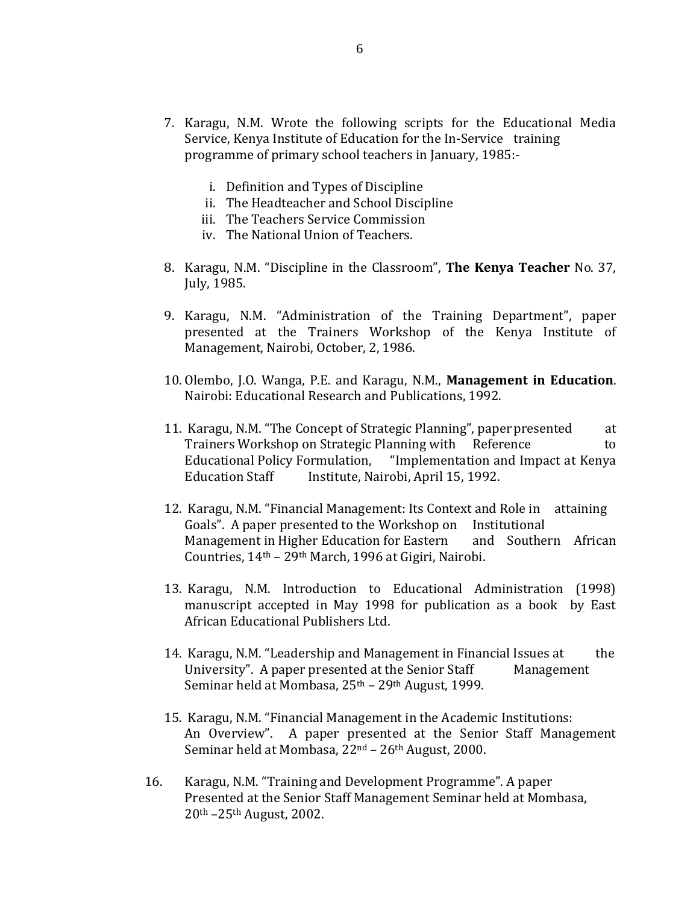7. Karagu, N.M. Wrote the following scripts for the Educational Media Service, Kenya Institute of Education for the In-Service training programme of primary school teachers in January, 1985:-

    i. Definition and Types of Discipline
    ii. The Headteacher and School Discipline
    iii. The Teachers Service Commission
    iv. The National Union of Teachers.

8. Karagu, N.M. "Discipline in the Classroom", **The Kenya Teacher** No. 37, July, 1985.

9. Karagu, N.M. "Administration of the Training Department", paper presented at the Trainers Workshop of the Kenya Institute of Management, Nairobi, October, 2, 1986.

10. Olembo, J.O. Wanga, P.E. and Karagu, N.M., **Management in Education**. Nairobi: Educational Research and Publications, 1992.

11. Karagu, N.M. "The Concept of Strategic Planning", paper presented at Trainers Workshop on Strategic Planning with Reference to Educational Policy Formulation, "Implementation and Impact at Kenya Education Staff Institute, Nairobi, April 15, 1992.

12. Karagu, N.M. "Financial Management: Its Context and Role in attaining Goals". A paper presented to the Workshop on Institutional Management in Higher Education for Eastern and Southern African Countries, 14th – 29th March, 1996 at Gigiri, Nairobi.

13. Karagu, N.M. Introduction to Educational Administration (1998) manuscript accepted in May 1998 for publication as a book by East African Educational Publishers Ltd.

14. Karagu, N.M. "Leadership and Management in Financial Issues at the University". A paper presented at the Senior Staff Management Seminar held at Mombasa, 25th – 29th August, 1999.

15. Karagu, N.M. "Financial Management in the Academic Institutions: An Overview". A paper presented at the Senior Staff Management Seminar held at Mombasa, 22nd – 26th August, 2000.

16. Karagu, N.M. "Training and Development Programme". A paper Presented at the Senior Staff Management Seminar held at Mombasa, 20th –25th August, 2002.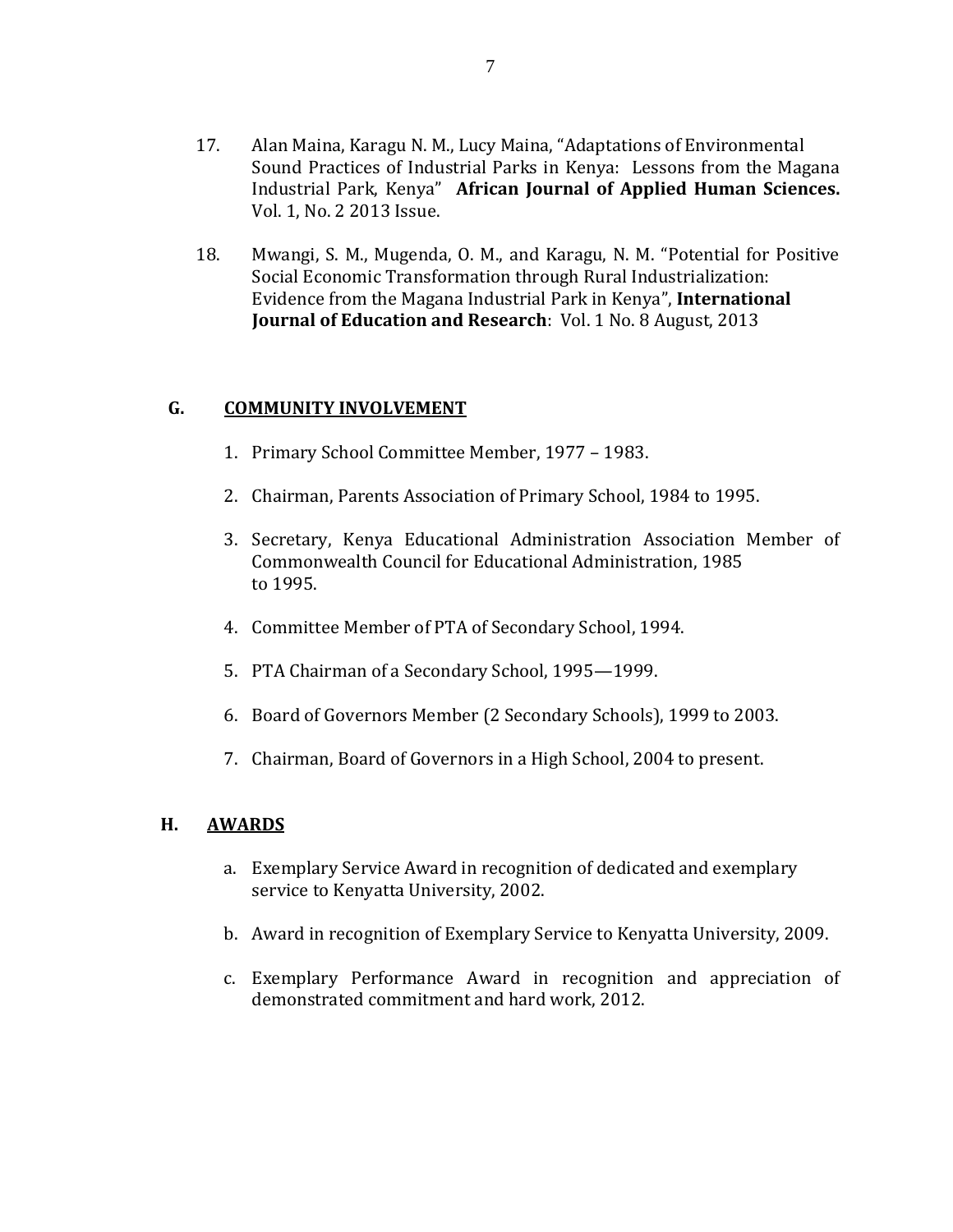17. Alan Maina, Karagu N. M., Lucy Maina, "Adaptations of Environmental Sound Practices of Industrial Parks in Kenya: Lessons from the Magana Industrial Park, Kenya" **African Journal of Applied Human Sciences.** Vol. 1, No. 2 2013 Issue.

18. Mwangi, S. M., Mugenda, O. M., and Karagu, N. M. "Potential for Positive Social Economic Transformation through Rural Industrialization: Evidence from the Magana Industrial Park in Kenya", **International Journal of Education and Research**: Vol. 1 No. 8 August, 2013

## G. COMMUNITY INVOLVEMENT

1. Primary School Committee Member, 1977 – 1983.
2. Chairman, Parents Association of Primary School, 1984 to 1995.
3. Secretary, Kenya Educational Administration Association Member of Commonwealth Council for Educational Administration, 1985 to 1995.
4. Committee Member of PTA of Secondary School, 1994.
5. PTA Chairman of a Secondary School, 1995—1999.
6. Board of Governors Member (2 Secondary Schools), 1999 to 2003.
7. Chairman, Board of Governors in a High School, 2004 to present.

## H. AWARDS

a. Exemplary Service Award in recognition of dedicated and exemplary service to Kenyatta University, 2002.

b. Award in recognition of Exemplary Service to Kenyatta University, 2009.

c. Exemplary Performance Award in recognition and appreciation of demonstrated commitment and hard work, 2012.